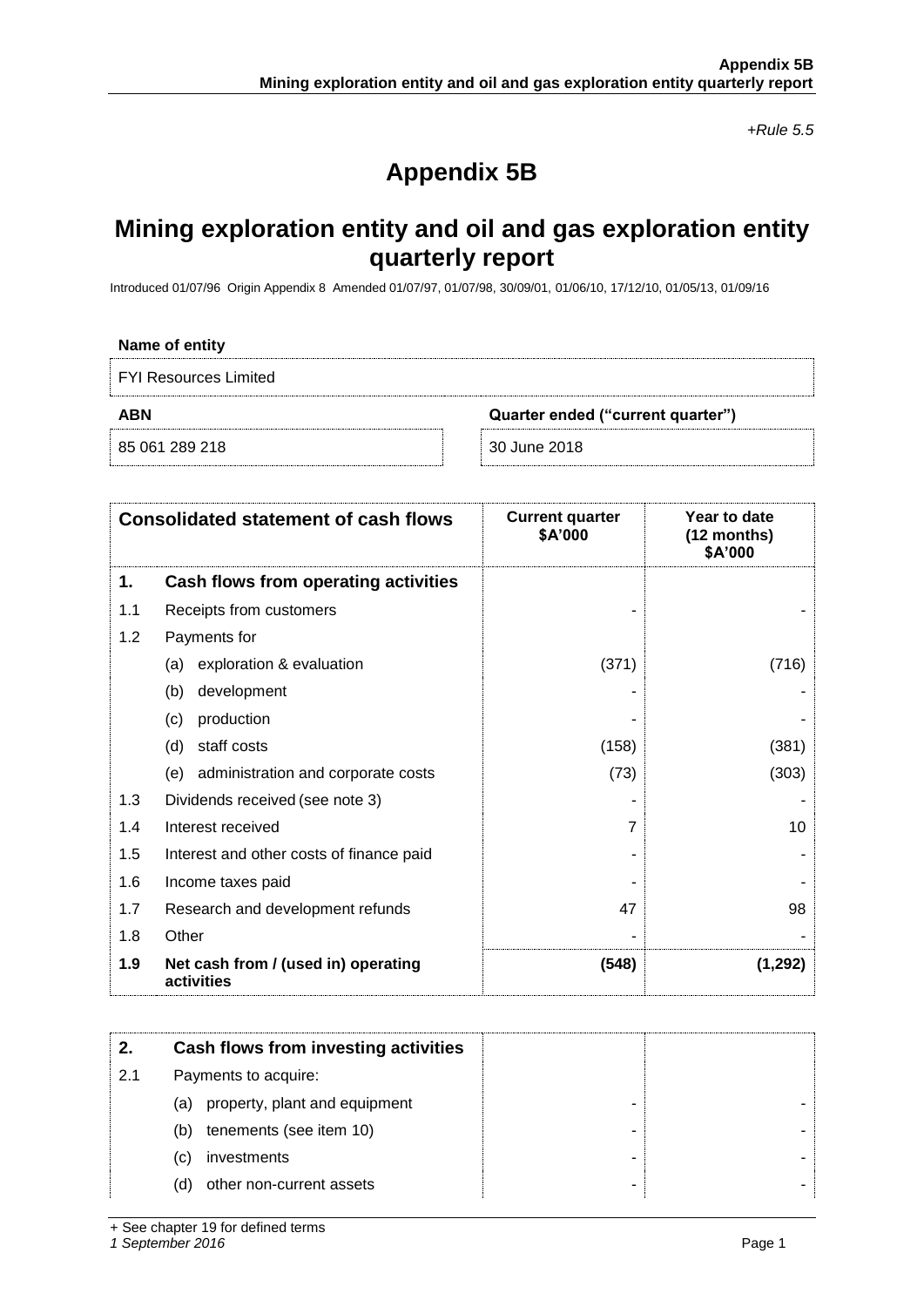*+Rule 5.5*

# Appendix 5B

## Mining exploration entity and oil and gas exploration entity quarterly report

Introduced 01/07/96 Origin Appendix 8 Amended 01/07/97, 01/07/98, 30/09/01, 01/06/10, 17/12/10, 01/05/13, 01/09/16

**Name of entity**

FYI Resources Limited

| ABN | Quarter ended ("current quarter") |
|---|---|
| 85 061 289 218 | 30 June 2018 |

| | Consolidated statement of cash flows | Current quarter $A'000 | Year to date (12 months) $A'000 |
|---|---|---|---|
| **1.** | **Cash flows from operating activities** | | |
| 1.1 | Receipts from customers | - | - |
| 1.2 | Payments for | | |
| | (a) exploration & evaluation | (371) | (716) |
| | (b) development | - | - |
| | (c) production | - | - |
| | (d) staff costs | (158) | (381) |
| | (e) administration and corporate costs | (73) | (303) |
| 1.3 | Dividends received (see note 3) | - | - |
| 1.4 | Interest received | 7 | 10 |
| 1.5 | Interest and other costs of finance paid | - | - |
| 1.6 | Income taxes paid | - | - |
| 1.7 | Research and development refunds | 47 | 98 |
| 1.8 | Other | - | - |
| **1.9** | **Net cash from / (used in) operating activities** | **(548)** | **(1,292)** |

| | | | |
|---|---|---|---|
| **2.** | **Cash flows from investing activities** | | |
| 2.1 | Payments to acquire: | | |
| | (a) property, plant and equipment | - | - |
| | (b) tenements (see item 10) | - | - |
| | (c) investments | - | - |
| | (d) other non-current assets | - | - |

+ See chapter 19 for defined terms
*1 September 2016*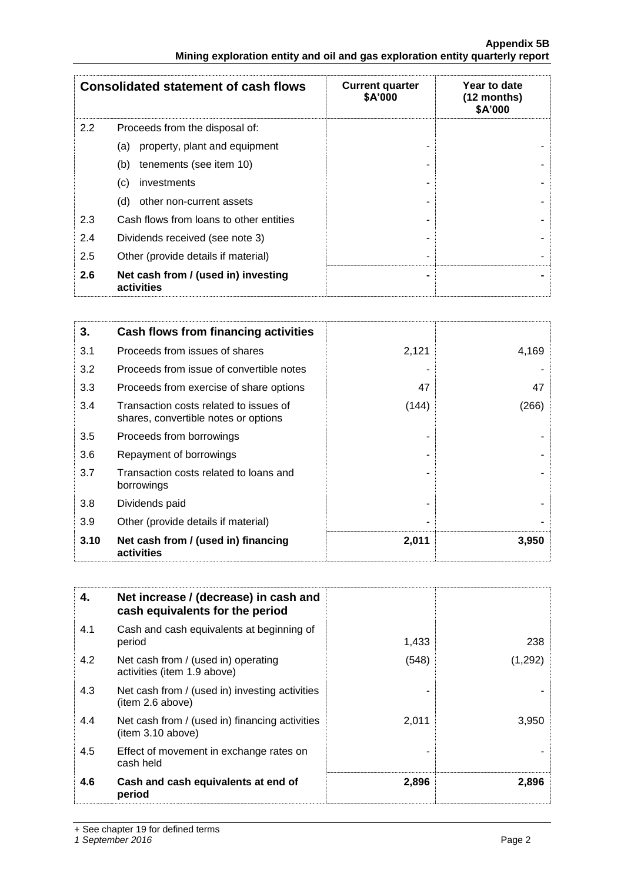| Consolidated statement of cash flows | | Current quarter $A'000 | Year to date (12 months) $A'000 |
|---|---|---|---|
| 2.2 | Proceeds from the disposal of: | | |
| | (a) property, plant and equipment | - | - |
| | (b) tenements (see item 10) | - | - |
| | (c) investments | - | - |
| | (d) other non-current assets | - | - |
| 2.3 | Cash flows from loans to other entities | - | - |
| 2.4 | Dividends received (see note 3) | - | - |
| 2.5 | Other (provide details if material) | - | - |
| **2.6** | **Net cash from / (used in) investing activities** | **-** | **-** |

| **3.** | **Cash flows from financing activities** | | |
|---|---|---|---|
| 3.1 | Proceeds from issues of shares | 2,121 | 4,169 |
| 3.2 | Proceeds from issue of convertible notes | - | - |
| 3.3 | Proceeds from exercise of share options | 47 | 47 |
| 3.4 | Transaction costs related to issues of shares, convertible notes or options | (144) | (266) |
| 3.5 | Proceeds from borrowings | - | - |
| 3.6 | Repayment of borrowings | - | - |
| 3.7 | Transaction costs related to loans and borrowings | - | - |
| 3.8 | Dividends paid | - | - |
| 3.9 | Other (provide details if material) | - | - |
| **3.10** | **Net cash from / (used in) financing activities** | **2,011** | **3,950** |

| **4.** | **Net increase / (decrease) in cash and cash equivalents for the period** | | |
|---|---|---|---|
| 4.1 | Cash and cash equivalents at beginning of period | 1,433 | 238 |
| 4.2 | Net cash from / (used in) operating activities (item 1.9 above) | (548) | (1,292) |
| 4.3 | Net cash from / (used in) investing activities (item 2.6 above) | - | - |
| 4.4 | Net cash from / (used in) financing activities (item 3.10 above) | 2,011 | 3,950 |
| 4.5 | Effect of movement in exchange rates on cash held | - | - |
| **4.6** | **Cash and cash equivalents at end of period** | **2,896** | **2,896** |

+ See chapter 19 for defined terms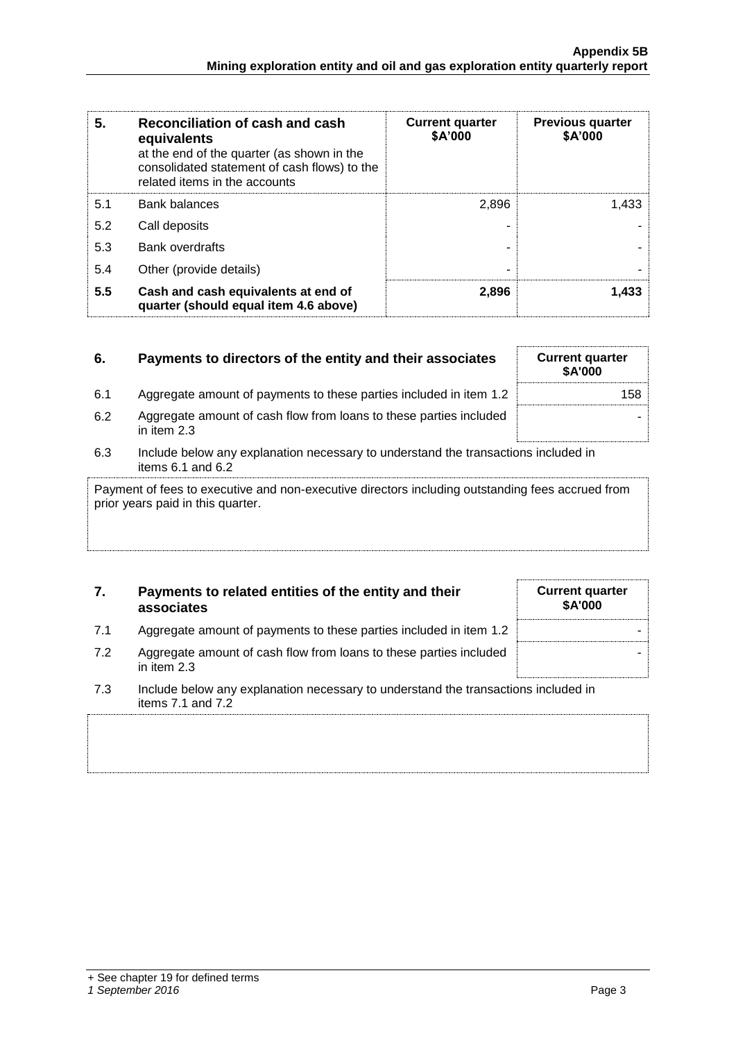| 5. | Reconciliation of cash and cash equivalents at the end of the quarter (as shown in the consolidated statement of cash flows) to the related items in the accounts | Current quarter $A'000 | Previous quarter $A'000 |
|---|---|---|---|
| 5.1 | Bank balances | 2,896 | 1,433 |
| 5.2 | Call deposits | - | - |
| 5.3 | Bank overdrafts | - | - |
| 5.4 | Other (provide details) | - | - |
| **5.5** | **Cash and cash equivalents at end of quarter (should equal item 4.6 above)** | **2,896** | **1,433** |

| 6. | Payments to directors of the entity and their associates | Current quarter $A'000 |
|---|---|---|
| 6.1 | Aggregate amount of payments to these parties included in item 1.2 | 158 |
| 6.2 | Aggregate amount of cash flow from loans to these parties included in item 2.3 | - |

6.3 Include below any explanation necessary to understand the transactions included in items 6.1 and 6.2

Payment of fees to executive and non-executive directors including outstanding fees accrued from prior years paid in this quarter.

| 7. | Payments to related entities of the entity and their associates | Current quarter $A'000 |
|---|---|---|
| 7.1 | Aggregate amount of payments to these parties included in item 1.2 | - |
| 7.2 | Aggregate amount of cash flow from loans to these parties included in item 2.3 | - |

7.3 Include below any explanation necessary to understand the transactions included in items 7.1 and 7.2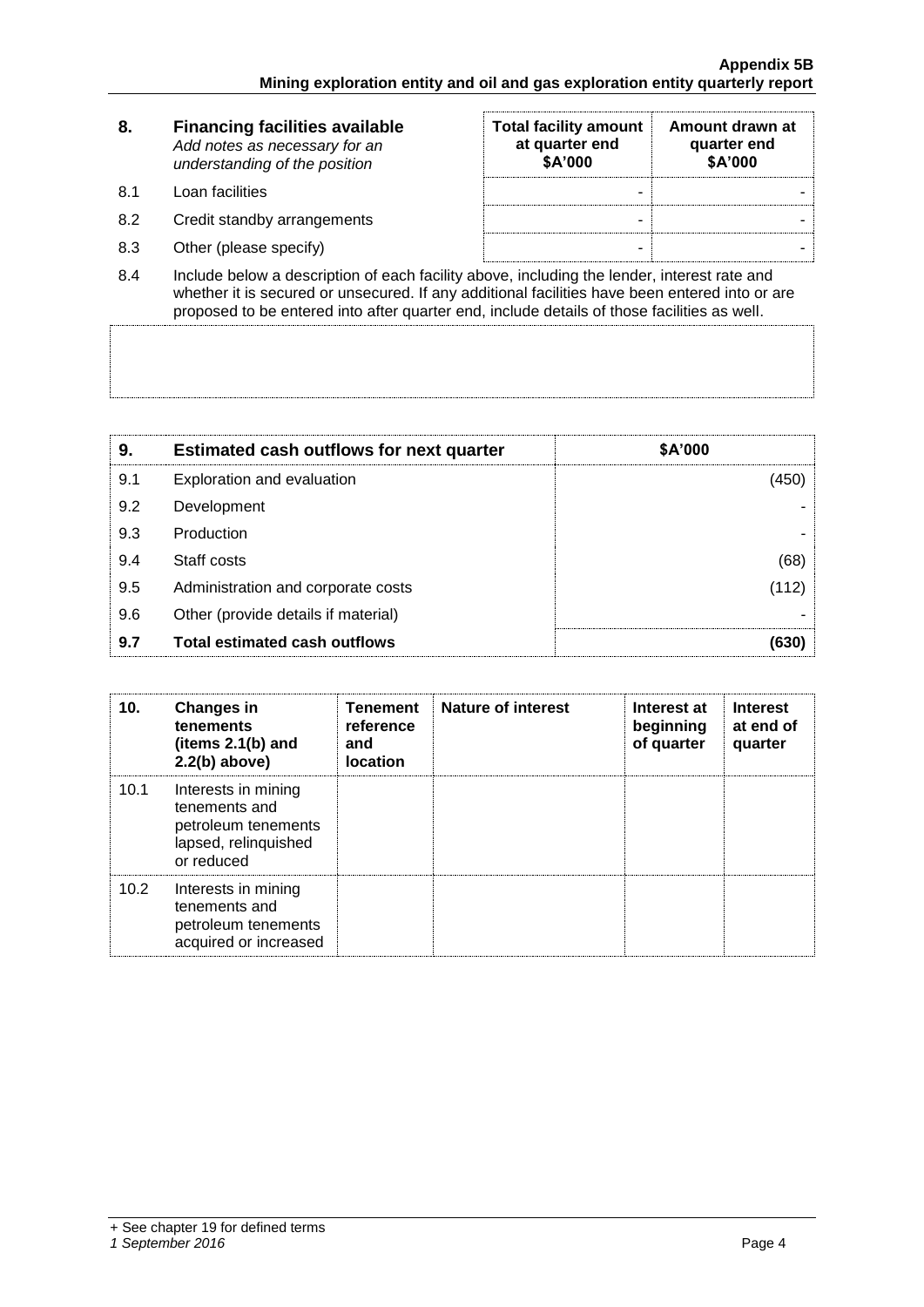| 8. | Financing facilities available<br>*Add notes as necessary for an understanding of the position* | Total facility amount at quarter end<br>$A'000 | Amount drawn at quarter end<br>$A'000 |
|---|---|---|---|
| 8.1 | Loan facilities | - | - |
| 8.2 | Credit standby arrangements | - | - |
| 8.3 | Other (please specify) | - | - |

8.4 Include below a description of each facility above, including the lender, interest rate and whether it is secured or unsecured. If any additional facilities have been entered into or are proposed to be entered into after quarter end, include details of those facilities as well.

| 9. | Estimated cash outflows for next quarter | $A'000 |
|---|---|---|
| 9.1 | Exploration and evaluation | (450) |
| 9.2 | Development | - |
| 9.3 | Production | - |
| 9.4 | Staff costs | (68) |
| 9.5 | Administration and corporate costs | (112) |
| 9.6 | Other (provide details if material) | - |
| **9.7** | **Total estimated cash outflows** | **(630)** |

| 10. | Changes in tenements (items 2.1(b) and 2.2(b) above) | Tenement reference and location | Nature of interest | Interest at beginning of quarter | Interest at end of quarter |
|---|---|---|---|---|---|
| 10.1 | Interests in mining tenements and petroleum tenements lapsed, relinquished or reduced | | | | |
| 10.2 | Interests in mining tenements and petroleum tenements acquired or increased | | | | |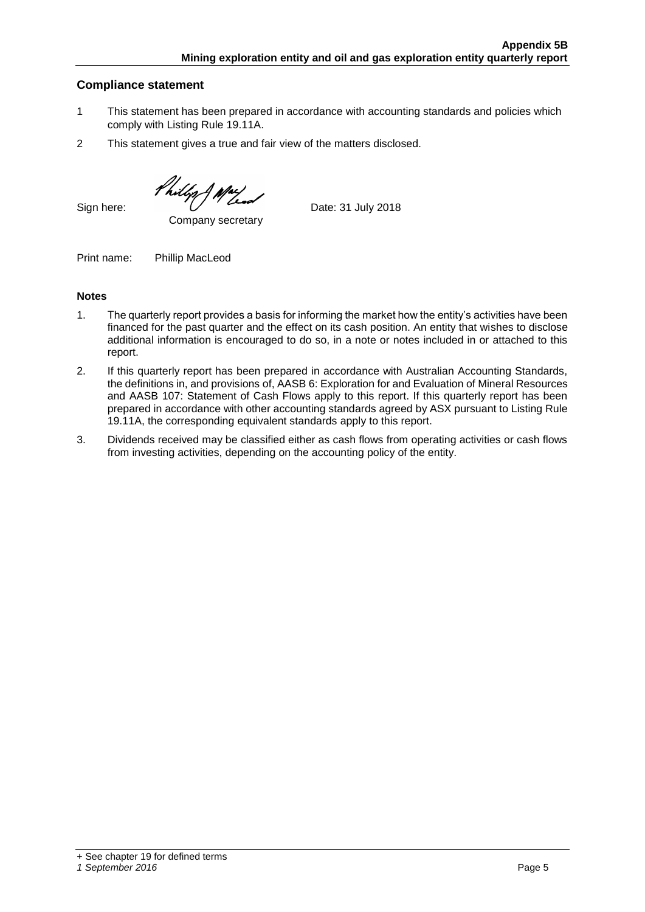## Compliance statement

1 This statement has been prepared in accordance with accounting standards and policies which comply with Listing Rule 19.11A.

2 This statement gives a true and fair view of the matters disclosed.

Sign here: Date: 31 July 2018

Company secretary

Print name: Phillip MacLeod

### Notes

1. The quarterly report provides a basis for informing the market how the entity's activities have been financed for the past quarter and the effect on its cash position. An entity that wishes to disclose additional information is encouraged to do so, in a note or notes included in or attached to this report.

2. If this quarterly report has been prepared in accordance with Australian Accounting Standards, the definitions in, and provisions of, AASB 6: Exploration for and Evaluation of Mineral Resources and AASB 107: Statement of Cash Flows apply to this report. If this quarterly report has been prepared in accordance with other accounting standards agreed by ASX pursuant to Listing Rule 19.11A, the corresponding equivalent standards apply to this report.

3. Dividends received may be classified either as cash flows from operating activities or cash flows from investing activities, depending on the accounting policy of the entity.